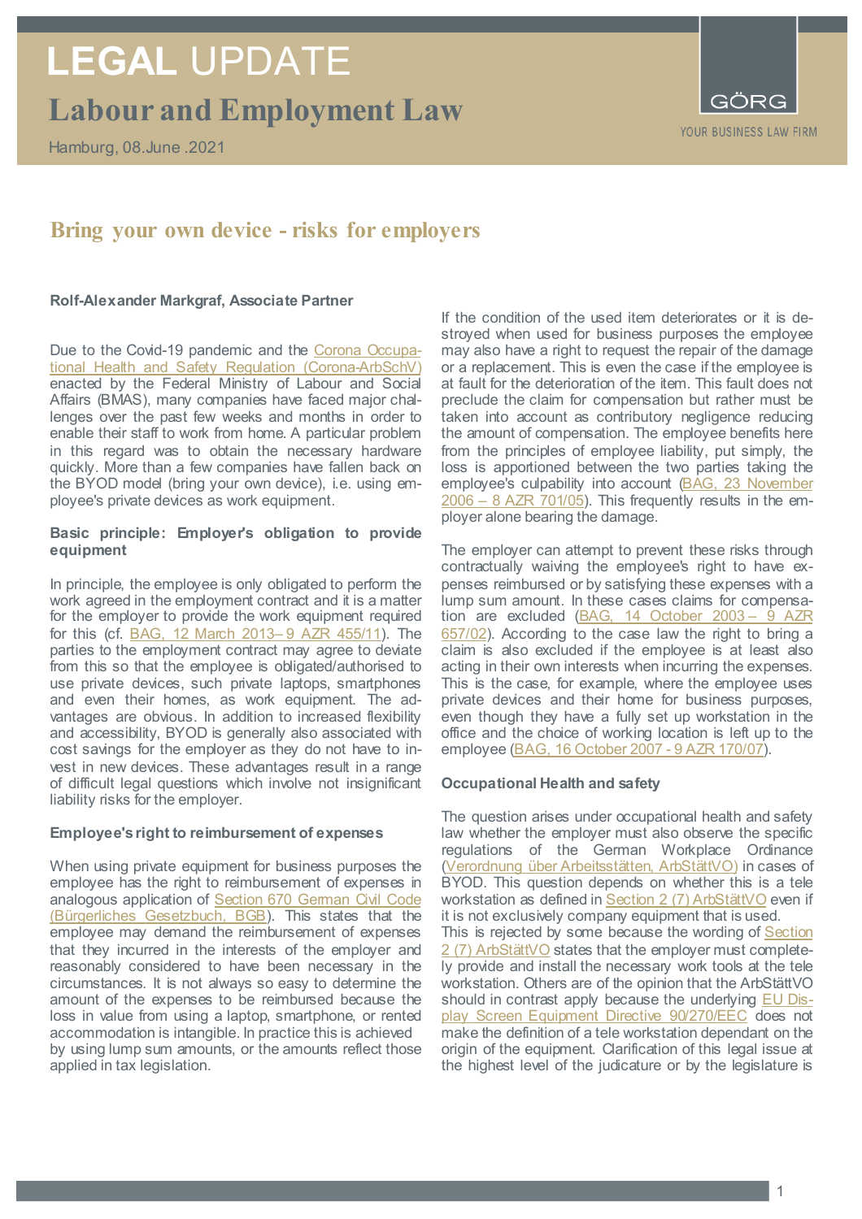# LEGAL UPDATE

## Labour and Employment Law

Hamburg, 08.June .2021

GÖRG
YOUR BUSINESS LAW FIRM

## Bring your own device - risks for employers

**Rolf-Alexander Markgraf, Associate Partner**

Due to the Covid-19 pandemic and the Corona Occupational Health and Safety Regulation (Corona-ArbSchV) enacted by the Federal Ministry of Labour and Social Affairs (BMAS), many companies have faced major challenges over the past few weeks and months in order to enable their staff to work from home. A particular problem in this regard was to obtain the necessary hardware quickly. More than a few companies have fallen back on the BYOD model (bring your own device), i.e. using employee's private devices as work equipment.

### Basic principle: Employer's obligation to provide equipment

In principle, the employee is only obligated to perform the work agreed in the employment contract and it is a matter for the employer to provide the work equipment required for this (cf. BAG, 12 March 2013– 9 AZR 455/11). The parties to the employment contract may agree to deviate from this so that the employee is obligated/authorised to use private devices, such private laptops, smartphones and even their homes, as work equipment. The advantages are obvious. In addition to increased flexibility and accessibility, BYOD is generally also associated with cost savings for the employer as they do not have to invest in new devices. These advantages result in a range of difficult legal questions which involve not insignificant liability risks for the employer.

### Employee's right to reimbursement of expenses

When using private equipment for business purposes the employee has the right to reimbursement of expenses in analogous application of Section 670 German Civil Code (Bürgerliches Gesetzbuch, BGB). This states that the employee may demand the reimbursement of expenses that they incurred in the interests of the employer and reasonably considered to have been necessary in the circumstances. It is not always so easy to determine the amount of the expenses to be reimbursed because the loss in value from using a laptop, smartphone, or rented accommodation is intangible. In practice this is achieved by using lump sum amounts, or the amounts reflect those applied in tax legislation.

If the condition of the used item deteriorates or it is destroyed when used for business purposes the employee may also have a right to request the repair of the damage or a replacement. This is even the case if the employee is at fault for the deterioration of the item. This fault does not preclude the claim for compensation but rather must be taken into account as contributory negligence reducing the amount of compensation. The employee benefits here from the principles of employee liability, put simply, the loss is apportioned between the two parties taking the employee's culpability into account (BAG, 23 November 2006 – 8 AZR 701/05). This frequently results in the employer alone bearing the damage.

The employer can attempt to prevent these risks through contractually waiving the employee's right to have expenses reimbursed or by satisfying these expenses with a lump sum amount. In these cases claims for compensation are excluded (BAG, 14 October 2003 – 9 AZR 657/02). According to the case law the right to bring a claim is also excluded if the employee is at least also acting in their own interests when incurring the expenses. This is the case, for example, where the employee uses private devices and their home for business purposes, even though they have a fully set up workstation in the office and the choice of working location is left up to the employee (BAG, 16 October 2007 - 9 AZR 170/07).

### Occupational Health and safety

The question arises under occupational health and safety law whether the employer must also observe the specific regulations of the German Workplace Ordinance (Verordnung über Arbeitsstätten, ArbStättVO) in cases of BYOD. This question depends on whether this is a tele workstation as defined in Section 2 (7) ArbStättVO even if it is not exclusively company equipment that is used. This is rejected by some because the wording of Section 2 (7) ArbStättVO states that the employer must completely provide and install the necessary work tools at the tele workstation. Others are of the opinion that the ArbStättVO should in contrast apply because the underlying EU Display Screen Equipment Directive 90/270/EEC does not make the definition of a tele workstation dependant on the origin of the equipment. Clarification of this legal issue at the highest level of the judicature or by the legislature is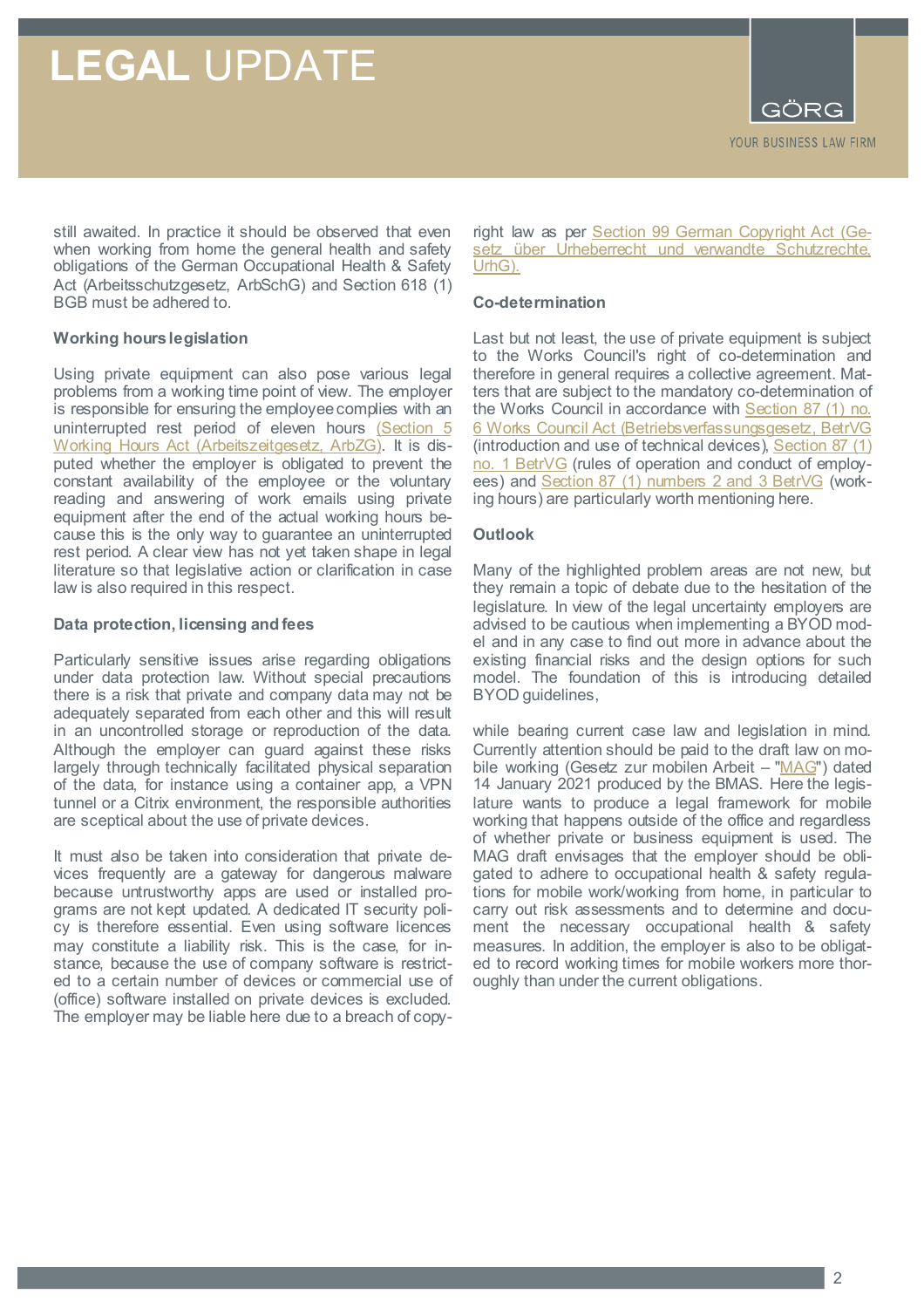still awaited. In practice it should be observed that even when working from home the general health and safety obligations of the German Occupational Health & Safety Act (Arbeitsschutzgesetz, ArbSchG) and Section 618 (1) BGB must be adhered to.

### Working hours legislation

Using private equipment can also pose various legal problems from a working time point of view. The employer is responsible for ensuring the employee complies with an uninterrupted rest period of eleven hours (Section 5 Working Hours Act (Arbeitszeitgesetz, ArbZG). It is disputed whether the employer is obligated to prevent the constant availability of the employee or the voluntary reading and answering of work emails using private equipment after the end of the actual working hours because this is the only way to guarantee an uninterrupted rest period. A clear view has not yet taken shape in legal literature so that legislative action or clarification in case law is also required in this respect.

### Data protection, licensing and fees

Particularly sensitive issues arise regarding obligations under data protection law. Without special precautions there is a risk that private and company data may not be adequately separated from each other and this will result in an uncontrolled storage or reproduction of the data. Although the employer can guard against these risks largely through technically facilitated physical separation of the data, for instance using a container app, a VPN tunnel or a Citrix environment, the responsible authorities are sceptical about the use of private devices.

It must also be taken into consideration that private devices frequently are a gateway for dangerous malware because untrustworthy apps are used or installed programs are not kept updated. A dedicated IT security policy is therefore essential. Even using software licences may constitute a liability risk. This is the case, for instance, because the use of company software is restricted to a certain number of devices or commercial use of (office) software installed on private devices is excluded. The employer may be liable here due to a breach of copyright law as per Section 99 German Copyright Act (Gesetz über Urheberrecht und verwandte Schutzrechte, UrhG).

### Co-determination

Last but not least, the use of private equipment is subject to the Works Council's right of co-determination and therefore in general requires a collective agreement. Matters that are subject to the mandatory co-determination of the Works Council in accordance with Section 87 (1) no. 6 Works Council Act (Betriebsverfassungsgesetz, BetrVG (introduction and use of technical devices), Section 87 (1) no. 1 BetrVG (rules of operation and conduct of employees) and Section 87 (1) numbers 2 and 3 BetrVG (working hours) are particularly worth mentioning here.

### Outlook

Many of the highlighted problem areas are not new, but they remain a topic of debate due to the hesitation of the legislature. In view of the legal uncertainty employers are advised to be cautious when implementing a BYOD model and in any case to find out more in advance about the existing financial risks and the design options for such model. The foundation of this is introducing detailed BYOD guidelines,

while bearing current case law and legislation in mind. Currently attention should be paid to the draft law on mobile working (Gesetz zur mobilen Arbeit – "MAG") dated 14 January 2021 produced by the BMAS. Here the legislature wants to produce a legal framework for mobile working that happens outside of the office and regardless of whether private or business equipment is used. The MAG draft envisages that the employer should be obligated to adhere to occupational health & safety regulations for mobile work/working from home, in particular to carry out risk assessments and to determine and document the necessary occupational health & safety measures. In addition, the employer is also to be obligated to record working times for mobile workers more thoroughly than under the current obligations.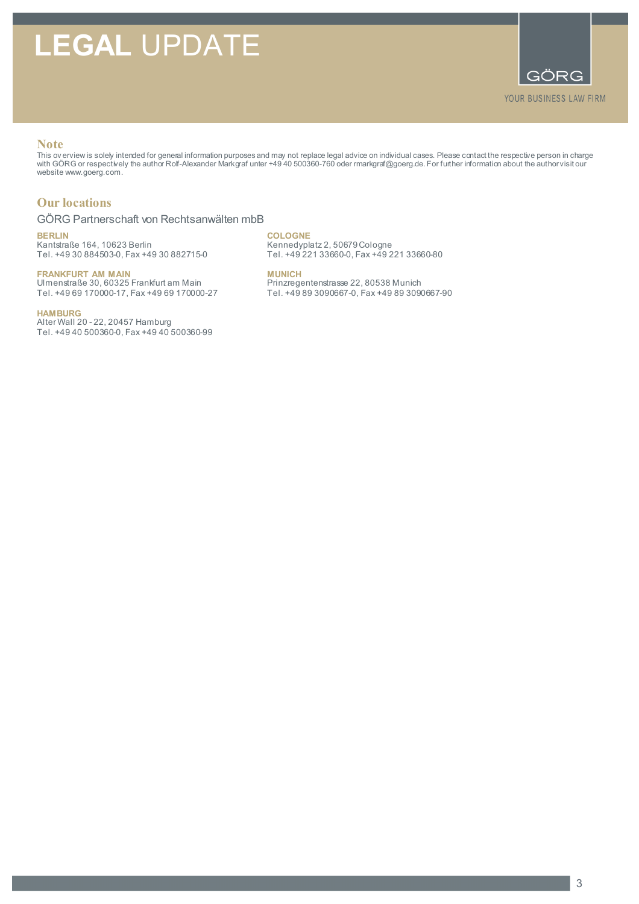# LEGAL UPDATE

GÖRG

YOUR BUSINESS LAW FIRM

## Note

This overview is solely intended for general information purposes and may not replace legal advice on individual cases. Please contact the respective person in charge with GÖRG or respectively the author Rolf-Alexander Markgraf unter +49 40 500360-760 oder rmarkgraf@goerg.de. For further information about the author visit our website www.goerg.com.

## Our locations

GÖRG Partnerschaft von Rechtsanwälten mbB

**BERLIN**
Kantstraße 164, 10623 Berlin
Tel. +49 30 884503-0, Fax +49 30 882715-0

**FRANKFURT AM MAIN**
Ulmenstraße 30, 60325 Frankfurt am Main
Tel. +49 69 170000-17, Fax +49 69 170000-27

**HAMBURG**
Alter Wall 20 - 22, 20457 Hamburg
Tel. +49 40 500360-0, Fax +49 40 500360-99

**COLOGNE**
Kennedyplatz 2, 50679 Cologne
Tel. +49 221 33660-0, Fax +49 221 33660-80

**MUNICH**
Prinzregentenstrasse 22, 80538 Munich
Tel. +49 89 3090667-0, Fax +49 89 3090667-90